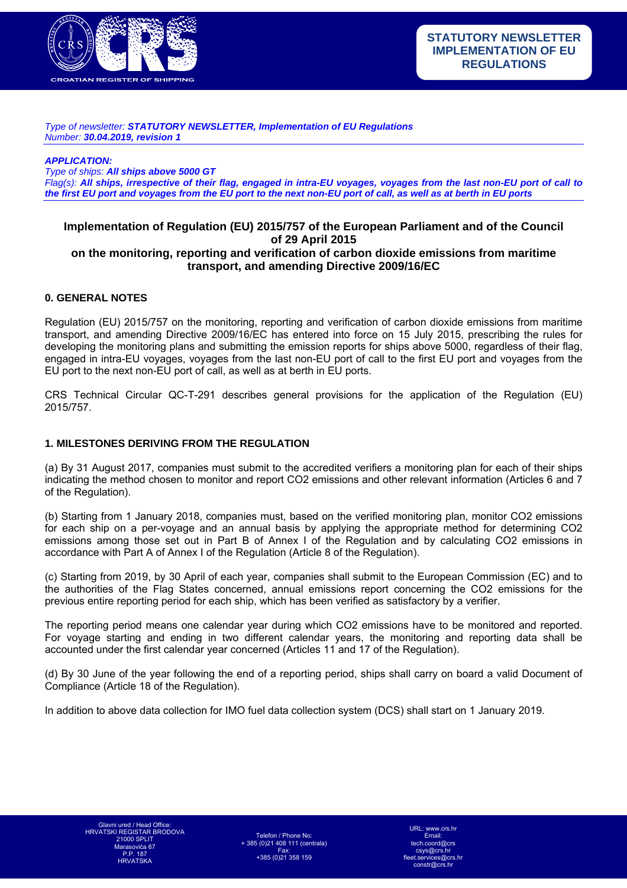**STATUTORY NEWSLETTER IMPLEMENTATION OF EU REGULATIONS**

*Type of newsletter:* ***STATUTORY NEWSLETTER, Implementation of EU Regulations***
*Number:* ***30.04.2019, revision 1***

***APPLICATION:***
*Type of ships:* ***All ships above 5000 GT***
*Flag(s):* ***All ships, irrespective of their flag, engaged in intra-EU voyages, voyages from the last non-EU port of call to the first EU port and voyages from the EU port to the next non-EU port of call, as well as at berth in EU ports***

# Implementation of Regulation (EU) 2015/757 of the European Parliament and of the Council of 29 April 2015 on the monitoring, reporting and verification of carbon dioxide emissions from maritime transport, and amending Directive 2009/16/EC

## 0. GENERAL NOTES

Regulation (EU) 2015/757 on the monitoring, reporting and verification of carbon dioxide emissions from maritime transport, and amending Directive 2009/16/EC has entered into force on 15 July 2015, prescribing the rules for developing the monitoring plans and submitting the emission reports for ships above 5000, regardless of their flag, engaged in intra-EU voyages, voyages from the last non-EU port of call to the first EU port and voyages from the EU port to the next non-EU port of call, as well as at berth in EU ports.

CRS Technical Circular QC-T-291 describes general provisions for the application of the Regulation (EU) 2015/757.

## 1. MILESTONES DERIVING FROM THE REGULATION

(a) By 31 August 2017, companies must submit to the accredited verifiers a monitoring plan for each of their ships indicating the method chosen to monitor and report $CO_2$ emissions and other relevant information (Articles 6 and 7 of the Regulation).

(b) Starting from 1 January 2018, companies must, based on the verified monitoring plan, monitor $CO_2$ emissions for each ship on a per-voyage and an annual basis by applying the appropriate method for determining $CO_2$ emissions among those set out in Part B of Annex I of the Regulation and by calculating $CO_2$ emissions in accordance with Part A of Annex I of the Regulation (Article 8 of the Regulation).

(c) Starting from 2019, by 30 April of each year, companies shall submit to the European Commission (EC) and to the authorities of the Flag States concerned, annual emissions report concerning the $CO_2$ emissions for the previous entire reporting period for each ship, which has been verified as satisfactory by a verifier.

The reporting period means one calendar year during which $CO_2$ emissions have to be monitored and reported. For voyage starting and ending in two different calendar years, the monitoring and reporting data shall be accounted under the first calendar year concerned (Articles 11 and 17 of the Regulation).

(d) By 30 June of the year following the end of a reporting period, ships shall carry on board a valid Document of Compliance (Article 18 of the Regulation).

In addition to above data collection for IMO fuel data collection system (DCS) shall start on 1 January 2019.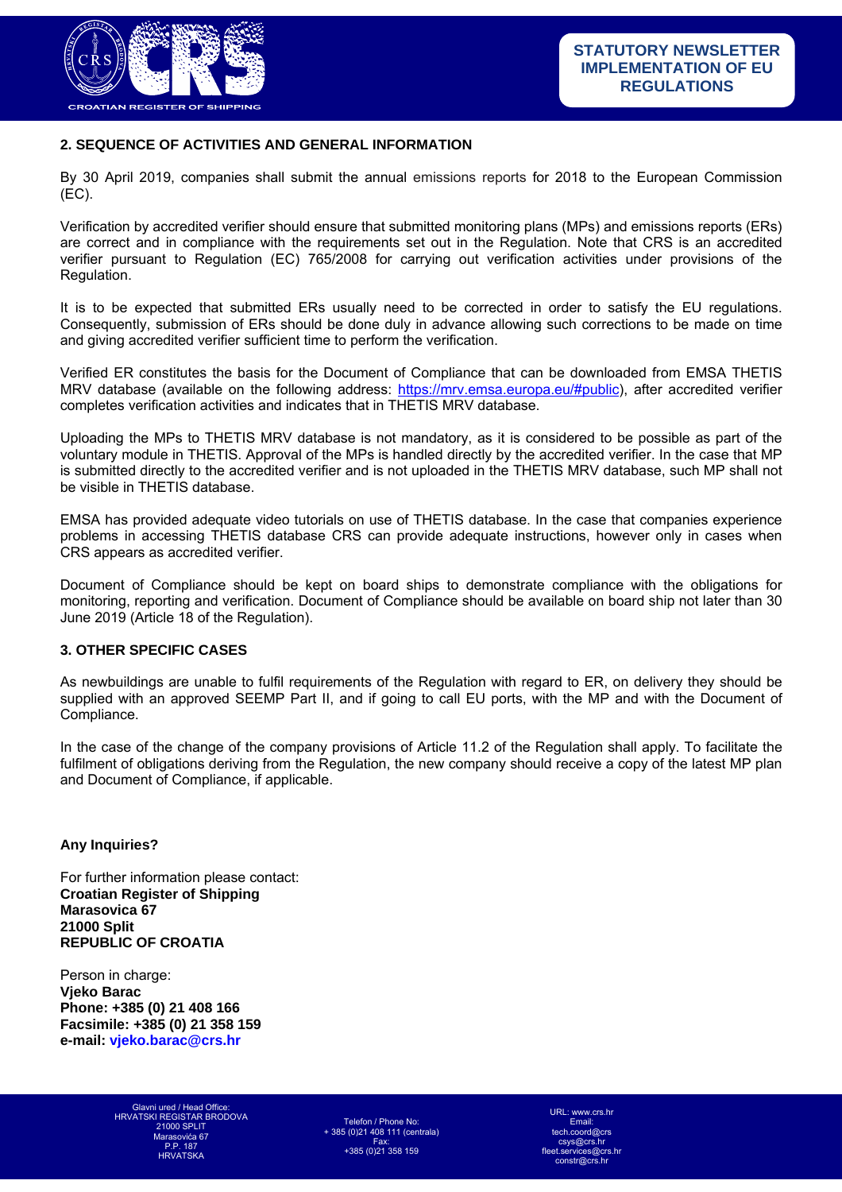## 2. SEQUENCE OF ACTIVITIES AND GENERAL INFORMATION

By 30 April 2019, companies shall submit the annual emissions reports for 2018 to the European Commission (EC).

Verification by accredited verifier should ensure that submitted monitoring plans (MPs) and emissions reports (ERs) are correct and in compliance with the requirements set out in the Regulation. Note that CRS is an accredited verifier pursuant to Regulation (EC) 765/2008 for carrying out verification activities under provisions of the Regulation.

It is to be expected that submitted ERs usually need to be corrected in order to satisfy the EU regulations. Consequently, submission of ERs should be done duly in advance allowing such corrections to be made on time and giving accredited verifier sufficient time to perform the verification.

Verified ER constitutes the basis for the Document of Compliance that can be downloaded from EMSA THETIS MRV database (available on the following address: https://mrv.emsa.europa.eu/#public), after accredited verifier completes verification activities and indicates that in THETIS MRV database.

Uploading the MPs to THETIS MRV database is not mandatory, as it is considered to be possible as part of the voluntary module in THETIS. Approval of the MPs is handled directly by the accredited verifier. In the case that MP is submitted directly to the accredited verifier and is not uploaded in the THETIS MRV database, such MP shall not be visible in THETIS database.

EMSA has provided adequate video tutorials on use of THETIS database. In the case that companies experience problems in accessing THETIS database CRS can provide adequate instructions, however only in cases when CRS appears as accredited verifier.

Document of Compliance should be kept on board ships to demonstrate compliance with the obligations for monitoring, reporting and verification. Document of Compliance should be available on board ship not later than 30 June 2019 (Article 18 of the Regulation).

## 3. OTHER SPECIFIC CASES

As newbuildings are unable to fulfil requirements of the Regulation with regard to ER, on delivery they should be supplied with an approved SEEMP Part II, and if going to call EU ports, with the MP and with the Document of Compliance.

In the case of the change of the company provisions of Article 11.2 of the Regulation shall apply. To facilitate the fulfilment of obligations deriving from the Regulation, the new company should receive a copy of the latest MP plan and Document of Compliance, if applicable.

**Any Inquiries?**

For further information please contact:
**Croatian Register of Shipping**
**Marasovica 67**
**21000 Split**
**REPUBLIC OF CROATIA**

Person in charge:
**Vjeko Barac**
**Phone: +385 (0) 21 408 166**
**Facsimile: +385 (0) 21 358 159**
**e-mail: vjeko.barac@crs.hr**